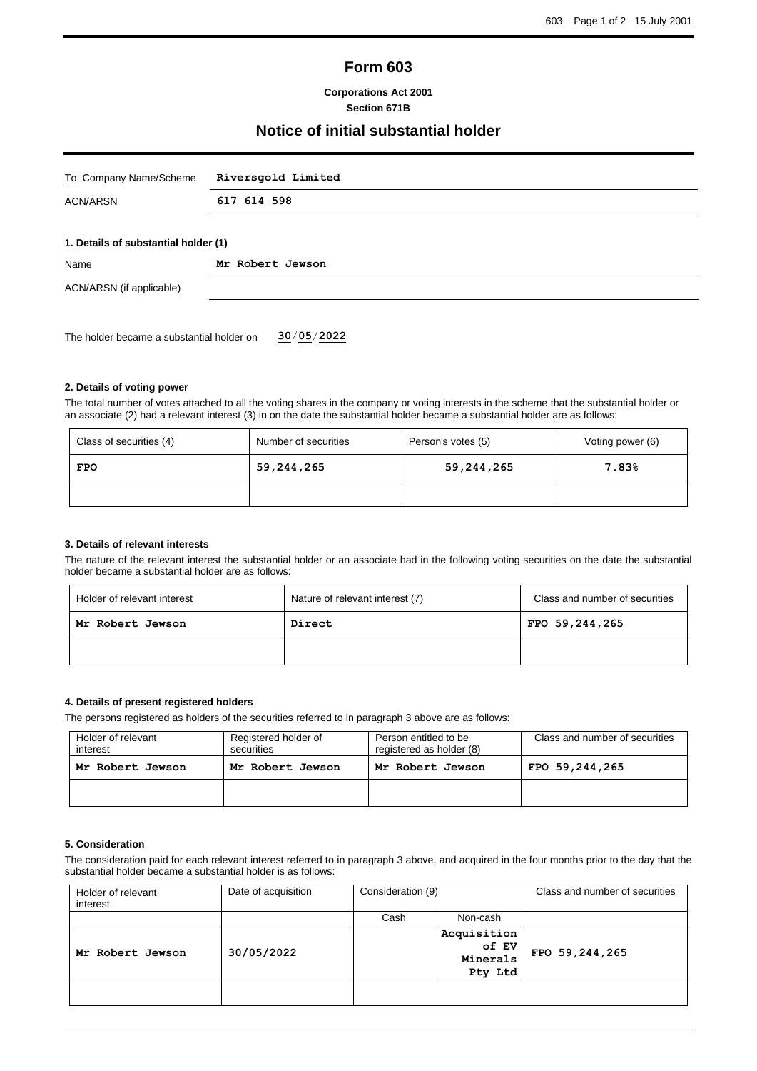# Form 603

**Corporations Act 2001**
**Section 671B**

## Notice of initial substantial holder

| | |
|---|---|
| To Company Name/Scheme | **Riversgold Limited** |
| ACN/ARSN | **617 614 598** |

### 1. Details of substantial holder (1)

| | |
|---|---|
| Name | **Mr Robert Jewson** |
| ACN/ARSN (if applicable) | |

The holder became a substantial holder on **30/05/2022**

### 2. Details of voting power

The total number of votes attached to all the voting shares in the company or voting interests in the scheme that the substantial holder or an associate (2) had a relevant interest (3) in on the date the substantial holder became a substantial holder are as follows:

| Class of securities (4) | Number of securities | Person's votes (5) | Voting power (6) |
|---|---|---|---|
| **FPO** | **59,244,265** | **59,244,265** | **7.83%** |
| | | | |

### 3. Details of relevant interests

The nature of the relevant interest the substantial holder or an associate had in the following voting securities on the date the substantial holder became a substantial holder are as follows:

| Holder of relevant interest | Nature of relevant interest (7) | Class and number of securities |
|---|---|---|
| **Mr Robert Jewson** | **Direct** | **FPO 59,244,265** |
| | | |

### 4. Details of present registered holders

The persons registered as holders of the securities referred to in paragraph 3 above are as follows:

| Holder of relevant interest | Registered holder of securities | Person entitled to be registered as holder (8) | Class and number of securities |
|---|---|---|---|
| **Mr Robert Jewson** | **Mr Robert Jewson** | **Mr Robert Jewson** | **FPO 59,244,265** |
| | | | |

### 5. Consideration

The consideration paid for each relevant interest referred to in paragraph 3 above, and acquired in the four months prior to the day that the substantial holder became a substantial holder is as follows:

| Holder of relevant interest | Date of acquisition | Consideration (9) | | Class and number of securities |
|---|---|---|---|---|
| | | Cash | Non-cash | |
| **Mr Robert Jewson** | **30/05/2022** | | **Acquisition of EV Minerals Pty Ltd** | **FPO 59,244,265** |
| | | | | |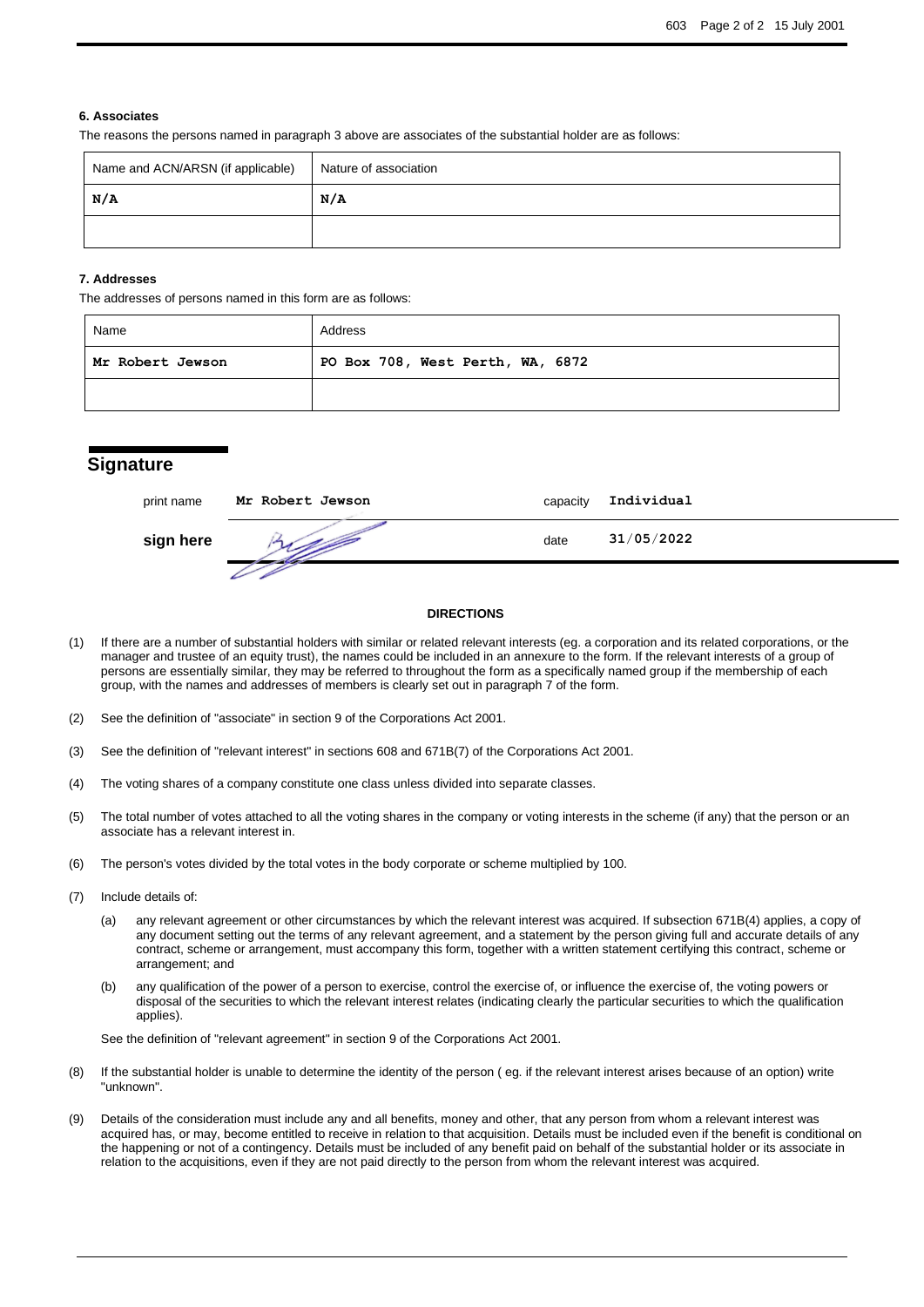### 6. Associates

The reasons the persons named in paragraph 3 above are associates of the substantial holder are as follows:

| Name and ACN/ARSN (if applicable) | Nature of association |
|---|---|
| N/A | N/A |
| | |

### 7. Addresses

The addresses of persons named in this form are as follows:

| Name | Address |
|---|---|
| Mr Robert Jewson | PO Box 708, West Perth, WA, 6872 |
| | |

## Signature

| | | | |
|---|---|---|---|
| print name | Mr Robert Jewson | capacity | Individual |
| **sign here** | | date | 31/05/2022 |

**DIRECTIONS**

(1) If there are a number of substantial holders with similar or related relevant interests (eg. a corporation and its related corporations, or the manager and trustee of an equity trust), the names could be included in an annexure to the form. If the relevant interests of a group of persons are essentially similar, they may be referred to throughout the form as a specifically named group if the membership of each group, with the names and addresses of members is clearly set out in paragraph 7 of the form.

(2) See the definition of "associate" in section 9 of the Corporations Act 2001.

(3) See the definition of "relevant interest" in sections 608 and 671B(7) of the Corporations Act 2001.

(4) The voting shares of a company constitute one class unless divided into separate classes.

(5) The total number of votes attached to all the voting shares in the company or voting interests in the scheme (if any) that the person or an associate has a relevant interest in.

(6) The person's votes divided by the total votes in the body corporate or scheme multiplied by 100.

(7) Include details of:

(a) any relevant agreement or other circumstances by which the relevant interest was acquired. If subsection 671B(4) applies, a copy of any document setting out the terms of any relevant agreement, and a statement by the person giving full and accurate details of any contract, scheme or arrangement, must accompany this form, together with a written statement certifying this contract, scheme or arrangement; and

(b) any qualification of the power of a person to exercise, control the exercise of, or influence the exercise of, the voting powers or disposal of the securities to which the relevant interest relates (indicating clearly the particular securities to which the qualification applies).

See the definition of "relevant agreement" in section 9 of the Corporations Act 2001.

(8) If the substantial holder is unable to determine the identity of the person ( eg. if the relevant interest arises because of an option) write "unknown".

(9) Details of the consideration must include any and all benefits, money and other, that any person from whom a relevant interest was acquired has, or may, become entitled to receive in relation to that acquisition. Details must be included even if the benefit is conditional on the happening or not of a contingency. Details must be included of any benefit paid on behalf of the substantial holder or its associate in relation to the acquisitions, even if they are not paid directly to the person from whom the relevant interest was acquired.